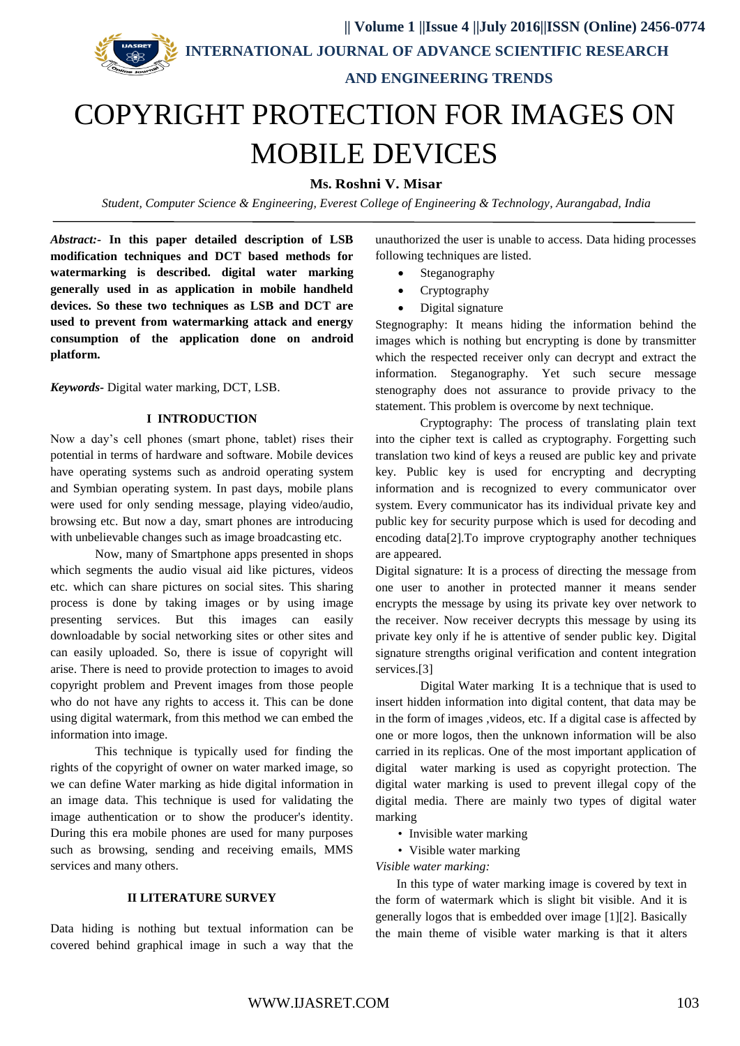# COPYRIGHT PROTECTION FOR IMAGES ON MOBILE DEVICES

**Ms. Roshni V. Misar**

*Student, Computer Science & Engineering, Everest College of Engineering & Technology, Aurangabad, India*

***Abstract:-* In this paper detailed description of LSB modification techniques and DCT based methods for watermarking is described. digital water marking generally used in as application in mobile handheld devices. So these two techniques as LSB and DCT are used to prevent from watermarking attack and energy consumption of the application done on android platform.**

***Keywords-*** Digital water marking, DCT, LSB.

## I INTRODUCTION

Now a day's cell phones (smart phone, tablet) rises their potential in terms of hardware and software. Mobile devices have operating systems such as android operating system and Symbian operating system. In past days, mobile plans were used for only sending message, playing video/audio, browsing etc. But now a day, smart phones are introducing with unbelievable changes such as image broadcasting etc.

Now, many of Smartphone apps presented in shops which segments the audio visual aid like pictures, videos etc. which can share pictures on social sites. This sharing process is done by taking images or by using image presenting services. But this images can easily downloadable by social networking sites or other sites and can easily uploaded. So, there is issue of copyright will arise. There is need to provide protection to images to avoid copyright problem and Prevent images from those people who do not have any rights to access it. This can be done using digital watermark, from this method we can embed the information into image.

This technique is typically used for finding the rights of the copyright of owner on water marked image, so we can define Water marking as hide digital information in an image data. This technique is used for validating the image authentication or to show the producer's identity. During this era mobile phones are used for many purposes such as browsing, sending and receiving emails, MMS services and many others.

## II LITERATURE SURVEY

Data hiding is nothing but textual information can be covered behind graphical image in such a way that the unauthorized the user is unable to access. Data hiding processes following techniques are listed.

- Steganography
- Cryptography
- Digital signature

Stegnography: It means hiding the information behind the images which is nothing but encrypting is done by transmitter which the respected receiver only can decrypt and extract the information. Steganography. Yet such secure message stenography does not assurance to provide privacy to the statement. This problem is overcome by next technique.

Cryptography: The process of translating plain text into the cipher text is called as cryptography. Forgetting such translation two kind of keys a reused are public key and private key. Public key is used for encrypting and decrypting information and is recognized to every communicator over system. Every communicator has its individual private key and public key for security purpose which is used for decoding and encoding data[2].To improve cryptography another techniques are appeared.

Digital signature: It is a process of directing the message from one user to another in protected manner it means sender encrypts the message by using its private key over network to the receiver. Now receiver decrypts this message by using its private key only if he is attentive of sender public key. Digital signature strengths original verification and content integration services.[3]

Digital Water marking It is a technique that is used to insert hidden information into digital content, that data may be in the form of images ,videos, etc. If a digital case is affected by one or more logos, then the unknown information will be also carried in its replicas. One of the most important application of digital water marking is used as copyright protection. The digital water marking is used to prevent illegal copy of the digital media. There are mainly two types of digital water marking

- Invisible water marking
- Visible water marking

*Visible water marking:*

In this type of water marking image is covered by text in the form of watermark which is slight bit visible. And it is generally logos that is embedded over image [1][2]. Basically the main theme of visible water marking is that it alters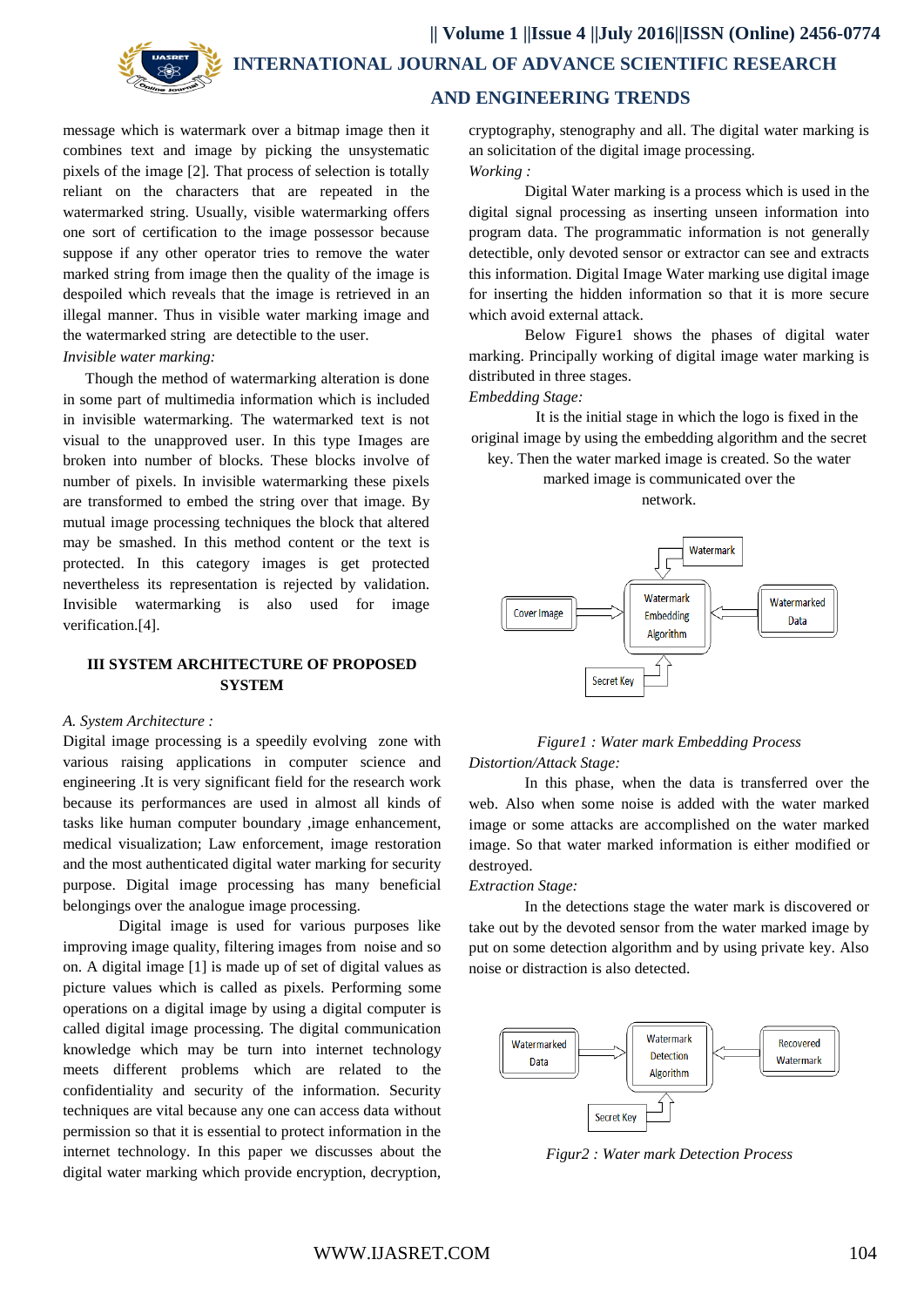message which is watermark over a bitmap image then it combines text and image by picking the unsystematic pixels of the image [2]. That process of selection is totally reliant on the characters that are repeated in the watermarked string. Usually, visible watermarking offers one sort of certification to the image possessor because suppose if any other operator tries to remove the water marked string from image then the quality of the image is despoiled which reveals that the image is retrieved in an illegal manner. Thus in visible water marking image and the watermarked string are detectible to the user.

*Invisible water marking:*

Though the method of watermarking alteration is done in some part of multimedia information which is included in invisible watermarking. The watermarked text is not visual to the unapproved user. In this type Images are broken into number of blocks. These blocks involve of number of pixels. In invisible watermarking these pixels are transformed to embed the string over that image. By mutual image processing techniques the block that altered may be smashed. In this method content or the text is protected. In this category images is get protected nevertheless its representation is rejected by validation. Invisible watermarking is also used for image verification.[4].

## III SYSTEM ARCHITECTURE OF PROPOSED SYSTEM

*A. System Architecture :*

Digital image processing is a speedily evolving zone with various raising applications in computer science and engineering .It is very significant field for the research work because its performances are used in almost all kinds of tasks like human computer boundary ,image enhancement, medical visualization; Law enforcement, image restoration and the most authenticated digital water marking for security purpose. Digital image processing has many beneficial belongings over the analogue image processing.

Digital image is used for various purposes like improving image quality, filtering images from noise and so on. A digital image [1] is made up of set of digital values as picture values which is called as pixels. Performing some operations on a digital image by using a digital computer is called digital image processing. The digital communication knowledge which may be turn into internet technology meets different problems which are related to the confidentiality and security of the information. Security techniques are vital because any one can access data without permission so that it is essential to protect information in the internet technology. In this paper we discusses about the digital water marking which provide encryption, decryption, cryptography, stenography and all. The digital water marking is an solicitation of the digital image processing.

*Working :*

Digital Water marking is a process which is used in the digital signal processing as inserting unseen information into program data. The programmatic information is not generally detectible, only devoted sensor or extractor can see and extracts this information. Digital Image Water marking use digital image for inserting the hidden information so that it is more secure which avoid external attack.

Below Figure1 shows the phases of digital water marking. Principally working of digital image water marking is distributed in three stages.

*Embedding Stage:*

It is the initial stage in which the logo is fixed in the original image by using the embedding algorithm and the secret key. Then the water marked image is created. So the water marked image is communicated over the network.

Watermark
Cover Image
Watermark Embedding Algorithm
Watermarked Data
Secret Key

*Figure1 : Water mark Embedding Process*

*Distortion/Attack Stage:*

In this phase, when the data is transferred over the web. Also when some noise is added with the water marked image or some attacks are accomplished on the water marked image. So that water marked information is either modified or destroyed.

*Extraction Stage:*

In the detections stage the water mark is discovered or take out by the devoted sensor from the water marked image by put on some detection algorithm and by using private key. Also noise or distraction is also detected.

Watermarked Data
Watermark Detection Algorithm
Recovered Watermark
Secret Key

*Figur2 : Water mark Detection Process*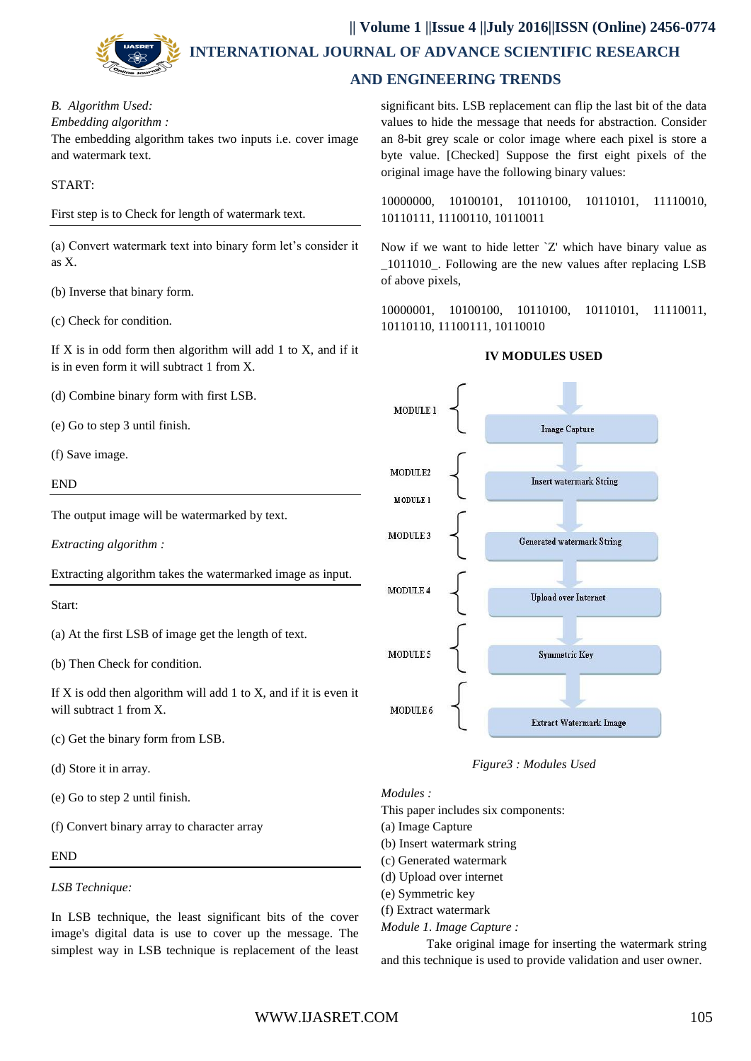*B. Algorithm Used:*

*Embedding algorithm :*

The embedding algorithm takes two inputs i.e. cover image and watermark text.

START:

First step is to Check for length of watermark text.

(a) Convert watermark text into binary form let's consider it as X.

(b) Inverse that binary form.

(c) Check for condition.

If X is in odd form then algorithm will add 1 to X, and if it is in even form it will subtract 1 from X.

(d) Combine binary form with first LSB.

(e) Go to step 3 until finish.

(f) Save image.

END

The output image will be watermarked by text.

*Extracting algorithm :*

Extracting algorithm takes the watermarked image as input.

Start:

(a) At the first LSB of image get the length of text.

(b) Then Check for condition.

If X is odd then algorithm will add 1 to X, and if it is even it will subtract 1 from X.

(c) Get the binary form from LSB.

(d) Store it in array.

(e) Go to step 2 until finish.

(f) Convert binary array to character array

END

*LSB Technique:*

In LSB technique, the least significant bits of the cover image's digital data is use to cover up the message. The simplest way in LSB technique is replacement of the least significant bits. LSB replacement can flip the last bit of the data values to hide the message that needs for abstraction. Consider an 8-bit grey scale or color image where each pixel is store a byte value. [Checked] Suppose the first eight pixels of the original image have the following binary values:

10000000, 10100101, 10110100, 10110101, 11110010, 10110111, 11100110, 10110011

Now if we want to hide letter `Z' which have binary value as _1011010_. Following are the new values after replacing LSB of above pixels,

10000001, 10100100, 10110100, 10110101, 11110011, 10110110, 11100111, 10110010

## IV MODULES USED

MODULE 1 — Image Capture

MODULE2 — Insert watermark String

MODULE 1

MODULE 3 — Generated watermark String

MODULE 4 — Upload over Internet

MODULE 5 — Symmetric Key

MODULE 6 — Extract Watermark Image

*Figure3 : Modules Used*

*Modules :*

This paper includes six components:

(a) Image Capture

(b) Insert watermark string

(c) Generated watermark

(d) Upload over internet

(e) Symmetric key

(f) Extract watermark

*Module 1. Image Capture :*

Take original image for inserting the watermark string and this technique is used to provide validation and user owner.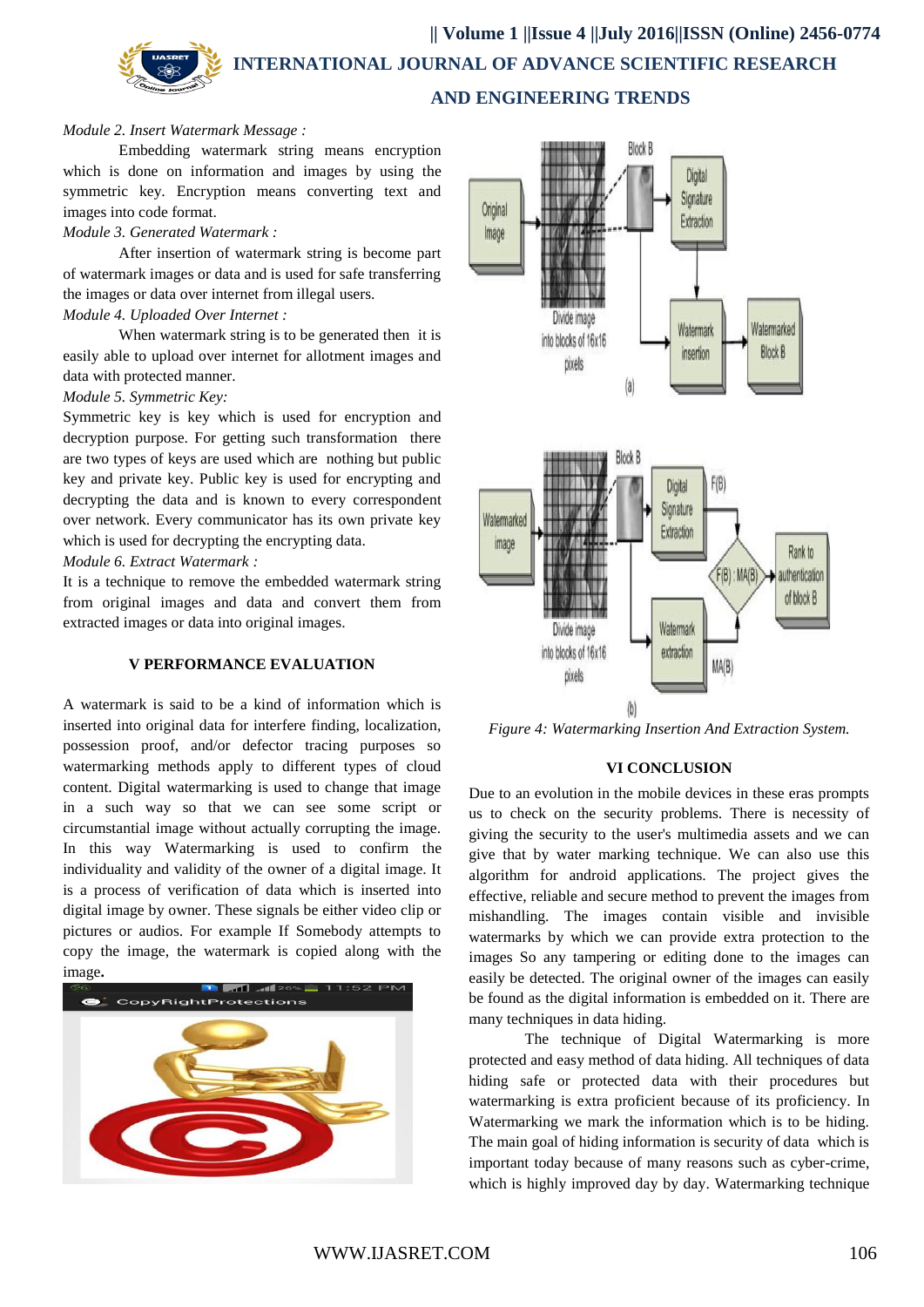*Module 2. Insert Watermark Message :*

Embedding watermark string means encryption which is done on information and images by using the symmetric key. Encryption means converting text and images into code format.

*Module 3. Generated Watermark :*

After insertion of watermark string is become part of watermark images or data and is used for safe transferring the images or data over internet from illegal users.

*Module 4. Uploaded Over Internet :*

When watermark string is to be generated then it is easily able to upload over internet for allotment images and data with protected manner.

*Module 5. Symmetric Key:*

Symmetric key is key which is used for encryption and decryption purpose. For getting such transformation there are two types of keys are used which are nothing but public key and private key. Public key is used for encrypting and decrypting the data and is known to every correspondent over network. Every communicator has its own private key which is used for decrypting the encrypting data.

*Module 6. Extract Watermark :*

It is a technique to remove the embedded watermark string from original images and data and convert them from extracted images or data into original images.

## V PERFORMANCE EVALUATION

A watermark is said to be a kind of information which is inserted into original data for interfere finding, localization, possession proof, and/or defector tracing purposes so watermarking methods apply to different types of cloud content. Digital watermarking is used to change that image in a such way so that we can see some script or circumstantial image without actually corrupting the image. In this way Watermarking is used to confirm the individuality and validity of the owner of a digital image. It is a process of verification of data which is inserted into digital image by owner. These signals be either video clip or pictures or audios. For example If Somebody attempts to copy the image, the watermark is copied along with the image.

CopyRightProtections

Original Image

Divide image into blocks of 16x16 pixels

Block B

Digital Signature Extraction

Watermark insertion

Watermarked Block B

(a)

Watermarked image

Divide image into blocks of 16x16 pixels

Block B

Digital Signature Extraction

F(B)

F(B) : MA(B)

Rank to authentication of block B

Watermark extraction

MA(B)

(b)

*Figure 4: Watermarking Insertion And Extraction System.*

## VI CONCLUSION

Due to an evolution in the mobile devices in these eras prompts us to check on the security problems. There is necessity of giving the security to the user's multimedia assets and we can give that by water marking technique. We can also use this algorithm for android applications. The project gives the effective, reliable and secure method to prevent the images from mishandling. The images contain visible and invisible watermarks by which we can provide extra protection to the images So any tampering or editing done to the images can easily be detected. The original owner of the images can easily be found as the digital information is embedded on it. There are many techniques in data hiding.

The technique of Digital Watermarking is more protected and easy method of data hiding. All techniques of data hiding safe or protected data with their procedures but watermarking is extra proficient because of its proficiency. In Watermarking we mark the information which is to be hiding. The main goal of hiding information is security of data which is important today because of many reasons such as cyber-crime, which is highly improved day by day. Watermarking technique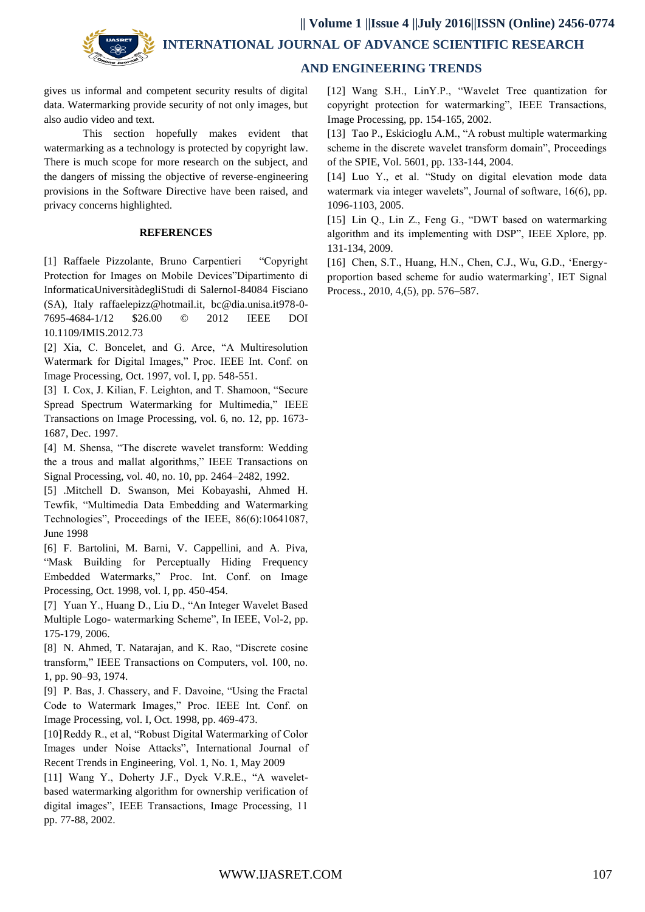gives us informal and competent security results of digital data. Watermarking provide security of not only images, but also audio video and text.

This section hopefully makes evident that watermarking as a technology is protected by copyright law. There is much scope for more research on the subject, and the dangers of missing the objective of reverse-engineering provisions in the Software Directive have been raised, and privacy concerns highlighted.

## REFERENCES

[1] Raffaele Pizzolante, Bruno Carpentieri "Copyright Protection for Images on Mobile Devices"Dipartimento di InformaticaUniversitàdegliStudi di SalernoI-84084 Fisciano (SA), Italy raffaelepizz@hotmail.it, bc@dia.unisa.it978-0-7695-4684-1/12 $26.00 © 2012 IEEE DOI 10.1109/IMIS.2012.73

[2] Xia, C. Boncelet, and G. Arce, "A Multiresolution Watermark for Digital Images," Proc. IEEE Int. Conf. on Image Processing, Oct. 1997, vol. I, pp. 548-551.

[3] I. Cox, J. Kilian, F. Leighton, and T. Shamoon, "Secure Spread Spectrum Watermarking for Multimedia," IEEE Transactions on Image Processing, vol. 6, no. 12, pp. 1673-1687, Dec. 1997.

[4] M. Shensa, "The discrete wavelet transform: Wedding the a trous and mallat algorithms," IEEE Transactions on Signal Processing, vol. 40, no. 10, pp. 2464–2482, 1992.

[5] .Mitchell D. Swanson, Mei Kobayashi, Ahmed H. Tewfik, "Multimedia Data Embedding and Watermarking Technologies", Proceedings of the IEEE, 86(6):10641087, June 1998

[6] F. Bartolini, M. Barni, V. Cappellini, and A. Piva, "Mask Building for Perceptually Hiding Frequency Embedded Watermarks," Proc. Int. Conf. on Image Processing, Oct. 1998, vol. I, pp. 450-454.

[7] Yuan Y., Huang D., Liu D., "An Integer Wavelet Based Multiple Logo- watermarking Scheme", In IEEE, Vol-2, pp. 175-179, 2006.

[8] N. Ahmed, T. Natarajan, and K. Rao, "Discrete cosine transform," IEEE Transactions on Computers, vol. 100, no. 1, pp. 90–93, 1974.

[9] P. Bas, J. Chassery, and F. Davoine, "Using the Fractal Code to Watermark Images," Proc. IEEE Int. Conf. on Image Processing, vol. I, Oct. 1998, pp. 469-473.

[10] Reddy R., et al, "Robust Digital Watermarking of Color Images under Noise Attacks", International Journal of Recent Trends in Engineering, Vol. 1, No. 1, May 2009

[11] Wang Y., Doherty J.F., Dyck V.R.E., "A wavelet-based watermarking algorithm for ownership verification of digital images", IEEE Transactions, Image Processing, 11 pp. 77-88, 2002.

[12] Wang S.H., LinY.P., "Wavelet Tree quantization for copyright protection for watermarking", IEEE Transactions, Image Processing, pp. 154-165, 2002.

[13] Tao P., Eskicioglu A.M., "A robust multiple watermarking scheme in the discrete wavelet transform domain", Proceedings of the SPIE, Vol. 5601, pp. 133-144, 2004.

[14] Luo Y., et al. "Study on digital elevation mode data watermark via integer wavelets", Journal of software, 16(6), pp. 1096-1103, 2005.

[15] Lin Q., Lin Z., Feng G., "DWT based on watermarking algorithm and its implementing with DSP", IEEE Xplore, pp. 131-134, 2009.

[16] Chen, S.T., Huang, H.N., Chen, C.J., Wu, G.D., 'Energy-proportion based scheme for audio watermarking', IET Signal Process., 2010, 4,(5), pp. 576–587.